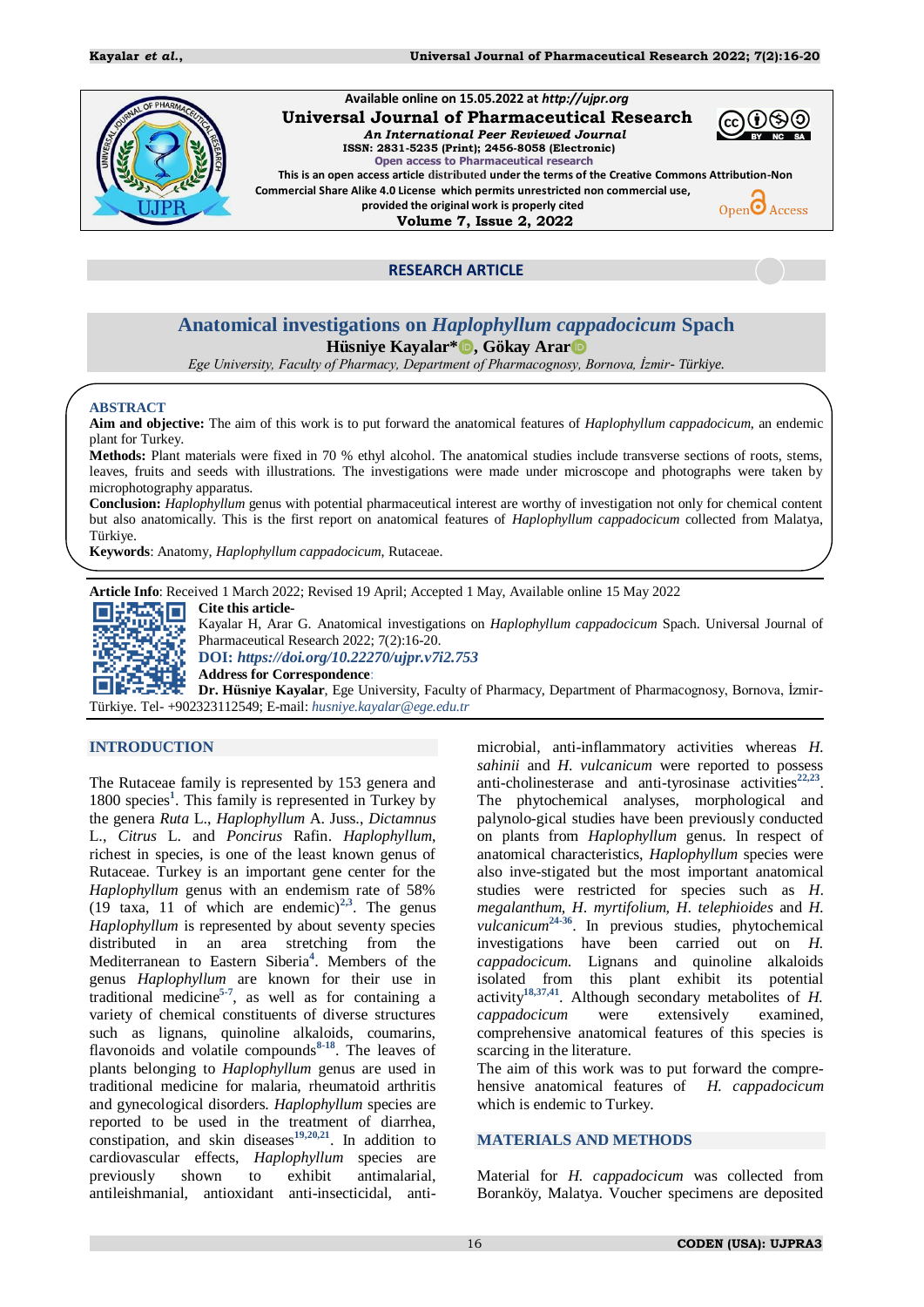Available online on 15.05.2022 at http://ujpr.org

**Universal Journal of Pharmaceutical Research**

*An International Peer Reviewed Journal*

ISSN: 2831-5235 (Print); 2456-8058 (Electronic)

Open access to Pharmaceutical research

This is an open access article distributed under the terms of the Creative Commons Attribution-Non Commercial Share Alike 4.0 License which permits unrestricted non commercial use, provided the original work is properly cited

**Volume 7, Issue 2, 2022**

**RESEARCH ARTICLE**

# Anatomical investigations on *Haplophyllum cappadocicum* Spach

**Hüsniye Kayalar*, Gökay Arar**

*Ege University, Faculty of Pharmacy, Department of Pharmacognosy, Bornova, İzmir- Türkiye.*

## ABSTRACT

**Aim and objective:** The aim of this work is to put forward the anatomical features of *Haplophyllum cappadocicum*, an endemic plant for Turkey.

**Methods:** Plant materials were fixed in 70 % ethyl alcohol. The anatomical studies include transverse sections of roots, stems, leaves, fruits and seeds with illustrations. The investigations were made under microscope and photographs were taken by microphotography apparatus.

**Conclusion:** *Haplophyllum* genus with potential pharmaceutical interest are worthy of investigation not only for chemical content but also anatomically. This is the first report on anatomical features of *Haplophyllum cappadocicum* collected from Malatya, Türkiye.

**Keywords**: Anatomy, *Haplophyllum cappadocicum*, Rutaceae.

**Article Info**: Received 1 March 2022; Revised 19 April; Accepted 1 May, Available online 15 May 2022

**Cite this article-**

Kayalar H, Arar G. Anatomical investigations on *Haplophyllum cappadocicum* Spach. Universal Journal of Pharmaceutical Research 2022; 7(2):16-20.

**DOI: *https://doi.org/10.22270/ujpr.v7i2.753***

**Address for Correspondence**:

**Dr. Hüsniye Kayalar**, Ege University, Faculty of Pharmacy, Department of Pharmacognosy, Bornova, İzmir-Türkiye. Tel- +902323112549; E-mail: *husniye.kayalar@ege.edu.tr*

## INTRODUCTION

The Rutaceae family is represented by 153 genera and 1800 species[1]. This family is represented in Turkey by the genera *Ruta* L., *Haplophyllum* A. Juss., *Dictamnus* L., *Citrus* L. and *Poncirus* Rafin. *Haplophyllum*, richest in species, is one of the least known genus of Rutaceae. Turkey is an important gene center for the *Haplophyllum* genus with an endemism rate of 58% (19 taxa, 11 of which are endemic)[2,3]. The genus *Haplophyllum* is represented by about seventy species distributed in an area stretching from the Mediterranean to Eastern Siberia[4]. Members of the genus *Haplophyllum* are known for their use in traditional medicine[5-7], as well as for containing a variety of chemical constituents of diverse structures such as lignans, quinoline alkaloids, coumarins, flavonoids and volatile compounds[8-18]. The leaves of plants belonging to *Haplophyllum* genus are used in traditional medicine for malaria, rheumatoid arthritis and gynecological disorders. *Haplophyllum* species are reported to be used in the treatment of diarrhea, constipation, and skin diseases[19,20,21]. In addition to cardiovascular effects, *Haplophyllum* species are previously shown to exhibit antimalarial, antileishmanial, antioxidant anti-insecticidal, anti-microbial, anti-inflammatory activities whereas *H. sahinii* and *H. vulcanicum* were reported to possess anti-cholinesterase and anti-tyrosinase activities[22,23]. The phytochemical analyses, morphological and palynolo-gical studies have been previously conducted on plants from *Haplophyllum* genus. In respect of anatomical characteristics, *Haplophyllum* species were also inve-stigated but the most important anatomical studies were restricted for species such as *H. megalanthum*, *H. myrtifolium*, *H. telephioides* and *H. vulcanicum*[24-36]. In previous studies, phytochemical investigations have been carried out on *H. cappadocicum*. Lignans and quinoline alkaloids isolated from this plant exhibit its potential activity[18,37,41]. Although secondary metabolites of *H. cappadocicum* were extensively examined, comprehensive anatomical features of this species is scarcing in the literature.

The aim of this work was to put forward the compre-hensive anatomical features of *H. cappadocicum* which is endemic to Turkey.

## MATERIALS AND METHODS

Material for *H. cappadocicum* was collected from Boranköy, Malatya. Voucher specimens are deposited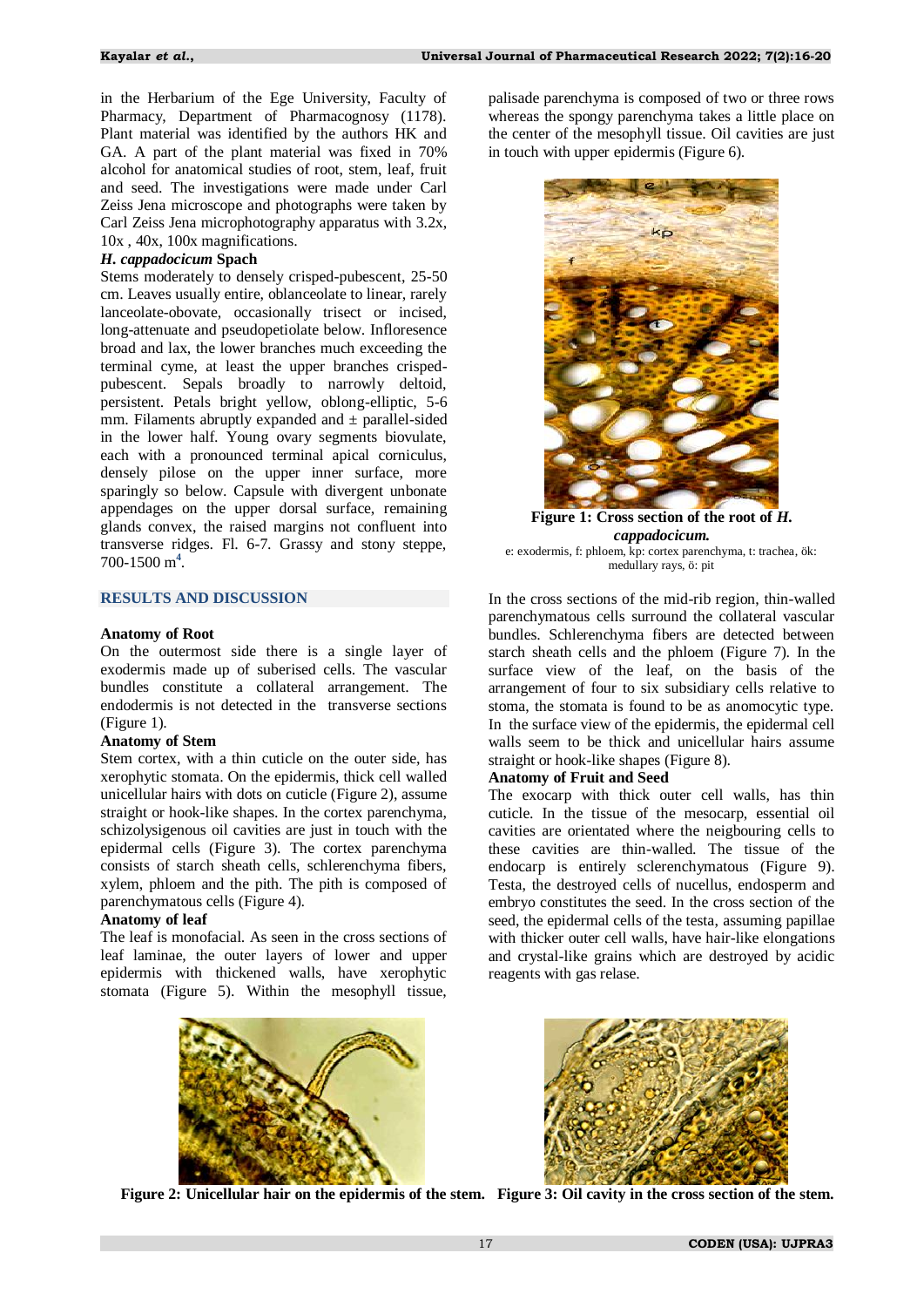in the Herbarium of the Ege University, Faculty of Pharmacy, Department of Pharmacognosy (1178). Plant material was identified by the authors HK and GA. A part of the plant material was fixed in 70% alcohol for anatomical studies of root, stem, leaf, fruit and seed. The investigations were made under Carl Zeiss Jena microscope and photographs were taken by Carl Zeiss Jena microphotography apparatus with 3.2x, 10x , 40x, 100x magnifications.

***H. cappadocicum* Spach**

Stems moderately to densely crisped-pubescent, 25-50 cm. Leaves usually entire, oblanceolate to linear, rarely lanceolate-obovate, occasionally trisect or incised, long-attenuate and pseudopetiolate below. Infloresence broad and lax, the lower branches much exceeding the terminal cyme, at least the upper branches crisped-pubescent. Sepals broadly to narrowly deltoid, persistent. Petals bright yellow, oblong-elliptic, 5-6 mm. Filaments abruptly expanded and ± parallel-sided in the lower half. Young ovary segments biovulate, each with a pronounced terminal apical corniculus, densely pilose on the upper inner surface, more sparingly so below. Capsule with divergent unbonate appendages on the upper dorsal surface, remaining glands convex, the raised margins not confluent into transverse ridges. Fl. 6-7. Grassy and stony steppe, 700-1500 m[4].

## RESULTS AND DISCUSSION

### Anatomy of Root

On the outermost side there is a single layer of exodermis made up of suberised cells. The vascular bundles constitute a collateral arrangement. The endodermis is not detected in the transverse sections (Figure 1).

### Anatomy of Stem

Stem cortex, with a thin cuticle on the outer side, has xerophytic stomata. On the epidermis, thick cell walled unicellular hairs with dots on cuticle (Figure 2), assume straight or hook-like shapes. In the cortex parenchyma, schizolysigenous oil cavities are just in touch with the epidermal cells (Figure 3). The cortex parenchyma consists of starch sheath cells, schlerenchyma fibers, xylem, phloem and the pith. The pith is composed of parenchymatous cells (Figure 4).

### Anatomy of leaf

The leaf is monofacial. As seen in the cross sections of leaf laminae, the outer layers of lower and upper epidermis with thickened walls, have xerophytic stomata (Figure 5). Within the mesophyll tissue, palisade parenchyma is composed of two or three rows whereas the spongy parenchyma takes a little place on the center of the mesophyll tissue. Oil cavities are just in touch with upper epidermis (Figure 6).

**Figure 1: Cross section of the root of *H. cappadocicum.***
e: exodermis, f: phloem, kp: cortex parenchyma, t: trachea, ök: medullary rays, ö: pit

In the cross sections of the mid-rib region, thin-walled parenchymatous cells surround the collateral vascular bundles. Schlerenchyma fibers are detected between starch sheath cells and the phloem (Figure 7). In the surface view of the leaf, on the basis of the arrangement of four to six subsidiary cells relative to stoma, the stomata is found to be as anomocytic type. In the surface view of the epidermis, the epidermal cell walls seem to be thick and unicellular hairs assume straight or hook-like shapes (Figure 8).

### Anatomy of Fruit and Seed

The exocarp with thick outer cell walls, has thin cuticle. In the tissue of the mesocarp, essential oil cavities are orientated where the neigbouring cells to these cavities are thin-walled. The tissue of the endocarp is entirely sclerenchymatous (Figure 9). Testa, the destroyed cells of nucellus, endosperm and embryo constitutes the seed. In the cross section of the seed, the epidermal cells of the testa, assuming papillae with thicker outer cell walls, have hair-like elongations and crystal-like grains which are destroyed by acidic reagents with gas relase.

**Figure 2: Unicellular hair on the epidermis of the stem.**

**Figure 3: Oil cavity in the cross section of the stem.**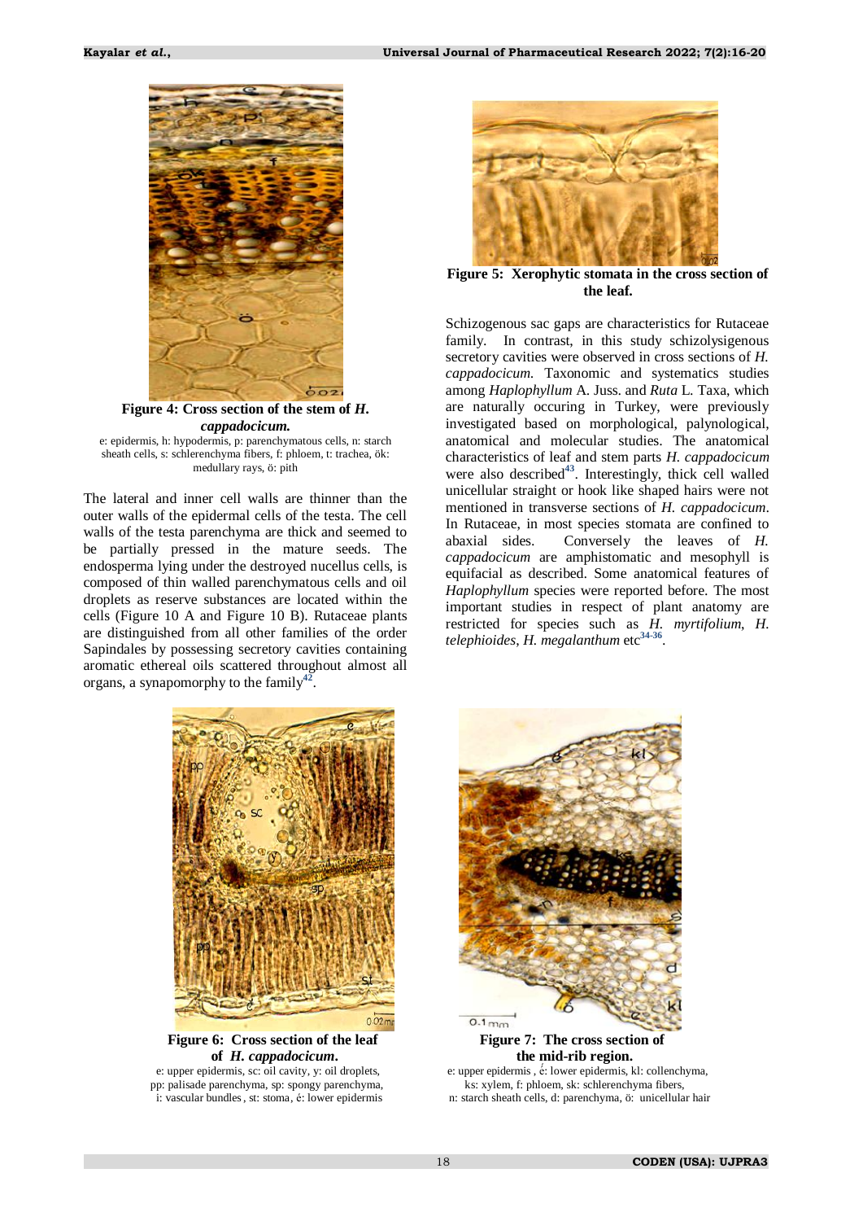**Figure 4: Cross section of the stem of *H. cappadocicum.***

e: epidermis, h: hypodermis, p: parenchymatous cells, n: starch sheath cells, s: schlerenchyma fibers, f: phloem, t: trachea, ök: medullary rays, ö: pith

The lateral and inner cell walls are thinner than the outer walls of the epidermal cells of the testa. The cell walls of the testa parenchyma are thick and seemed to be partially pressed in the mature seeds. The endosperma lying under the destroyed nucellus cells, is composed of thin walled parenchymatous cells and oil droplets as reserve substances are located within the cells (Figure 10 A and Figure 10 B). Rutaceae plants are distinguished from all other families of the order Sapindales by possessing secretory cavities containing aromatic ethereal oils scattered throughout almost all organs, a synapomorphy to the family[42].

**Figure 5: Xerophytic stomata in the cross section of the leaf.**

Schizogenous sac gaps are characteristics for Rutaceae family. In contrast, in this study schizolysigenous secretory cavities were observed in cross sections of *H. cappadocicum.* Taxonomic and systematics studies among *Haplophyllum* A. Juss. and *Ruta* L. Taxa, which are naturally occuring in Turkey, were previously investigated based on morphological, palynological, anatomical and molecular studies. The anatomical characteristics of leaf and stem parts *H. cappadocicum* were also described[43]. Interestingly, thick cell walled unicellular straight or hook like shaped hairs were not mentioned in transverse sections of *H. cappadocicum*. In Rutaceae, in most species stomata are confined to abaxial sides. Conversely the leaves of *H. cappadocicum* are amphistomatic and mesophyll is equifacial as described. Some anatomical features of *Haplophyllum* species were reported before. The most important studies in respect of plant anatomy are restricted for species such as *H. myrtifolium*, *H. telephioides*, *H. megalanthum* etc[34-36].

**Figure 6: Cross section of the leaf of *H. cappadocicum*.**

e: upper epidermis, sc: oil cavity, y: oil droplets, pp: palisade parenchyma, sp: spongy parenchyma, i: vascular bundles, st: stoma, é: lower epidermis

**Figure 7: The cross section of the mid-rib region.**

e: upper epidermis , é: lower epidermis, kl: collenchyma, ks: xylem, f: phloem, sk: schlerenchyma fibers, n: starch sheath cells, d: parenchyma, ö: unicellular hair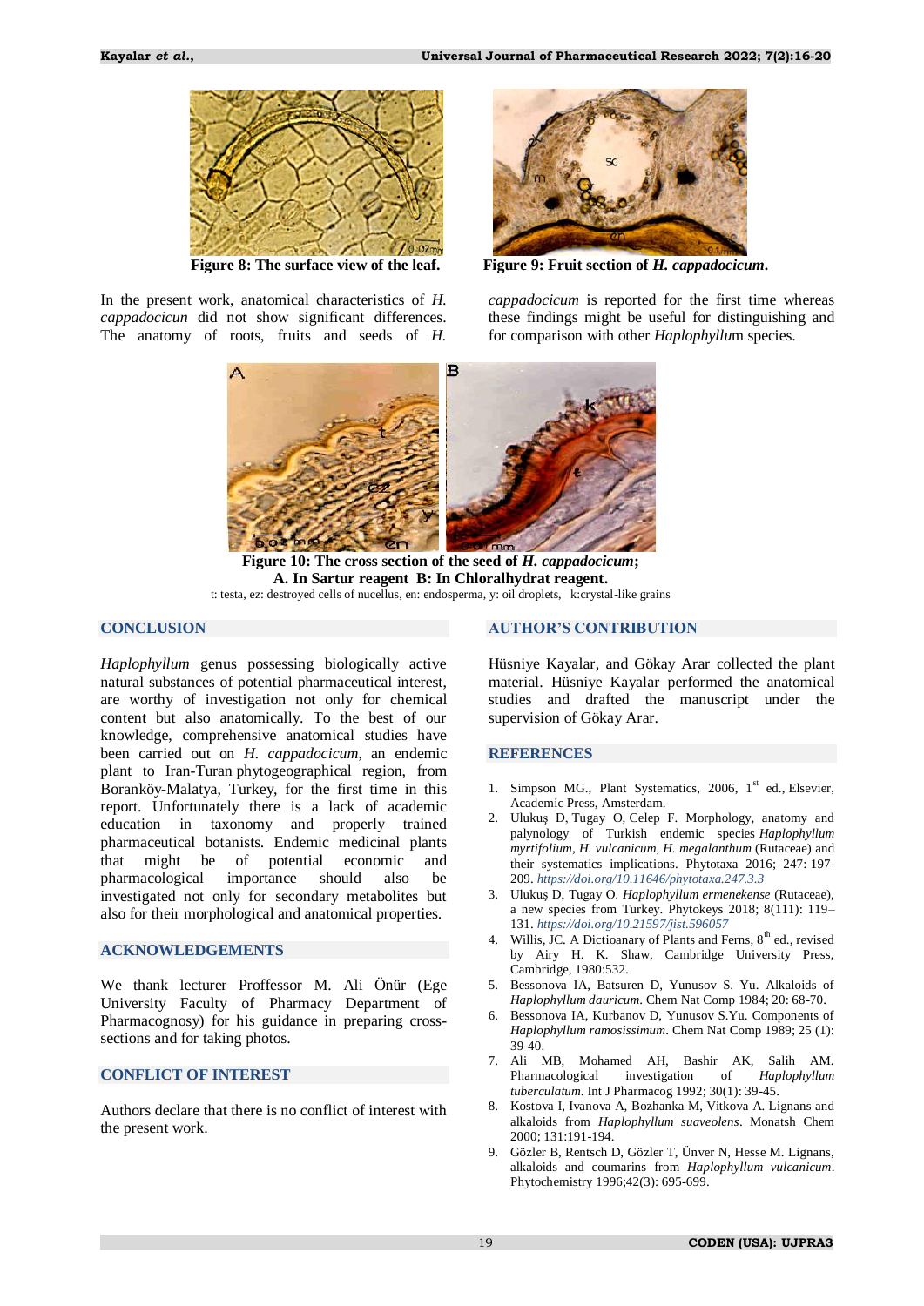**Figure 8: The surface view of the leaf.**

**Figure 9: Fruit section of *H. cappadocicum*.**

In the present work, anatomical characteristics of *H. cappadocicun* did not show significant differences. The anatomy of roots, fruits and seeds of *H. cappadocicum* is reported for the first time whereas these findings might be useful for distinguishing and for comparison with other *Haplophyllu*m species.

**Figure 10: The cross section of the seed of *H. cappadocicum*; A. In Sartur reagent B: In Chloralhydrat reagent.**

t: testa, ez: destroyed cells of nucellus, en: endosperma, y: oil droplets, k:crystal-like grains

## CONCLUSION

*Haplophyllum* genus possessing biologically active natural substances of potential pharmaceutical interest, are worthy of investigation not only for chemical content but also anatomically. To the best of our knowledge, comprehensive anatomical studies have been carried out on *H. cappadocicum*, an endemic plant to Iran-Turan phytogeographical region, from Boranköy-Malatya, Turkey, for the first time in this report. Unfortunately there is a lack of academic education in taxonomy and properly trained pharmaceutical botanists. Endemic medicinal plants that might be of potential economic and pharmacological importance should also be investigated not only for secondary metabolites but also for their morphological and anatomical properties.

## ACKNOWLEDGEMENTS

We thank lecturer Proffessor M. Ali Önür (Ege University Faculty of Pharmacy Department of Pharmacognosy) for his guidance in preparing cross-sections and for taking photos.

## CONFLICT OF INTEREST

Authors declare that there is no conflict of interest with the present work.

## AUTHOR'S CONTRIBUTION

Hüsniye Kayalar, and Gökay Arar collected the plant material. Hüsniye Kayalar performed the anatomical studies and drafted the manuscript under the supervision of Gökay Arar.

## REFERENCES

1. Simpson MG., Plant Systematics, 2006, 1st ed., Elsevier, Academic Press, Amsterdam.
2. Ulukuş D, Tugay O, Celep F. Morphology, anatomy and palynology of Turkish endemic species *Haplophyllum myrtifolium*, *H. vulcanicum*, *H. megalanthum* (Rutaceae) and their systematics implications. Phytotaxa 2016; 247: 197-209. *https://doi.org/10.11646/phytotaxa.247.3.3*
3. Ulukuş D, Tugay O. *Haplophyllum ermenekense* (Rutaceae), a new species from Turkey. Phytokeys 2018; 8(111): 119–131. *https://doi.org/10.21597/jist.596057*
4. Willis, JC. A Dictioanary of Plants and Ferns, 8th ed., revised by Airy H. K. Shaw, Cambridge University Press, Cambridge, 1980:532.
5. Bessonova IA, Batsuren D, Yunusov S. Yu. Alkaloids of *Haplophyllum dauricum*. Chem Nat Comp 1984; 20: 68-70.
6. Bessonova IA, Kurbanov D, Yunusov S.Yu. Components of *Haplophyllum ramosissimum*. Chem Nat Comp 1989; 25 (1): 39-40.
7. Ali MB, Mohamed AH, Bashir AK, Salih AM. Pharmacological investigation of *Haplophyllum tuberculatum*. Int J Pharmacog 1992; 30(1): 39-45.
8. Kostova I, Ivanova A, Bozhanka M, Vitkova A. Lignans and alkaloids from *Haplophyllum suaveolens*. Monatsh Chem 2000; 131:191-194.
9. Gözler B, Rentsch D, Gözler T, Ünver N, Hesse M. Lignans, alkaloids and coumarins from *Haplophyllum vulcanicum*. Phytochemistry 1996;42(3): 695-699.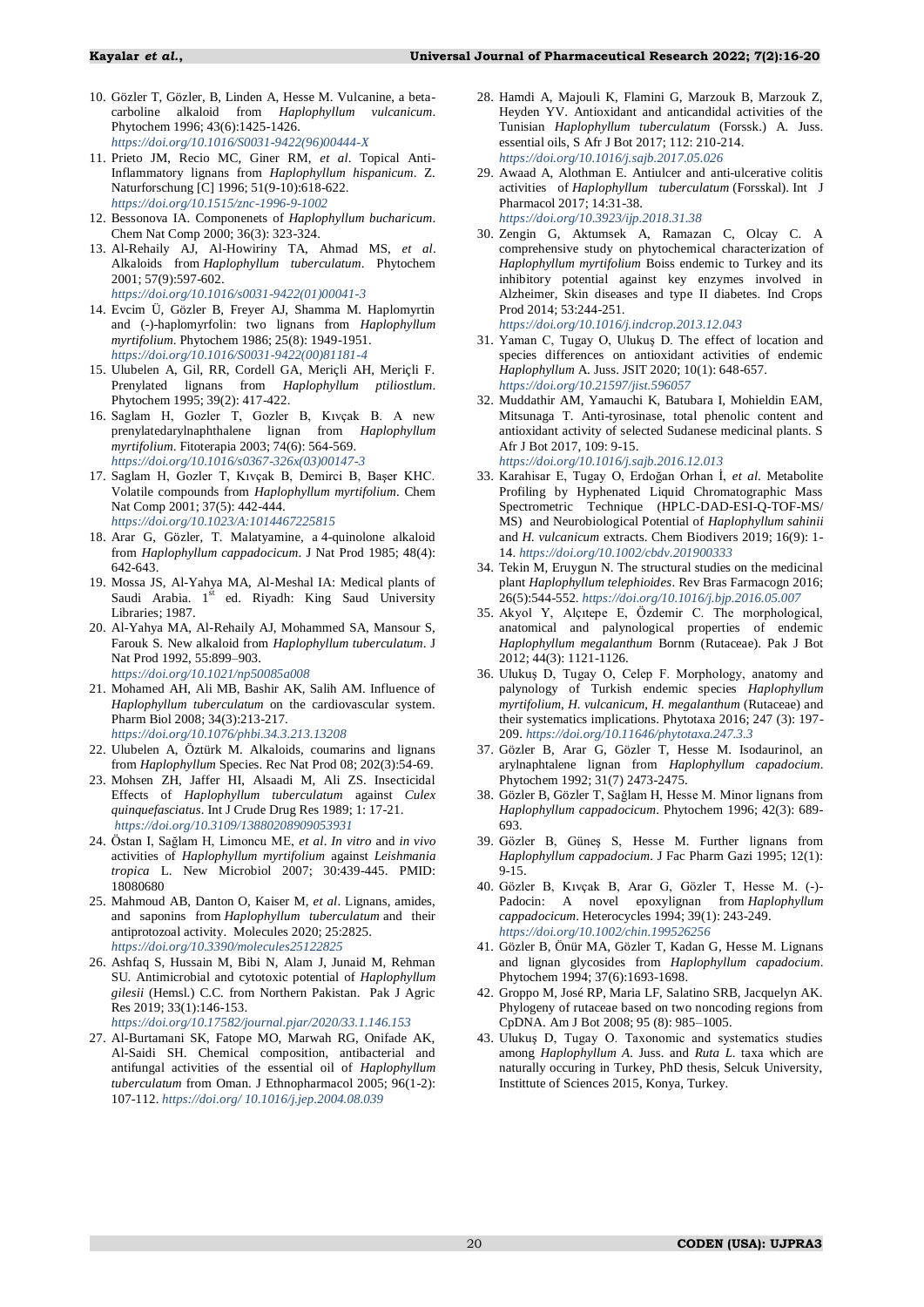10. Gözler T, Gözler, B, Linden A, Hesse M. Vulcanine, a beta-carboline alkaloid from *Haplophyllum vulcanicum*. Phytochem 1996; 43(6):1425-1426. *https://doi.org/10.1016/S0031-9422(96)00444-X*
11. Prieto JM, Recio MC, Giner RM, *et al*. Topical Anti-Inflammatory lignans from *Haplophyllum hispanicum*. Z. Naturforschung [C] 1996; 51(9-10):618-622. *https://doi.org/10.1515/znc-1996-9-1002*
12. Bessonova IA. Componenets of *Haplophyllum bucharicum*. Chem Nat Comp 2000; 36(3): 323-324.
13. Al-Rehaily AJ, Al-Howiriny TA, Ahmad MS, *et al*. Alkaloids from *Haplophyllum tuberculatum*. Phytochem 2001; 57(9):597-602. *https://doi.org/10.1016/s0031-9422(01)00041-3*
14. Evcim Ü, Gözler B, Freyer AJ, Shamma M. Haplomyrtin and (-)-haplomyrfolin: two lignans from *Haplophyllum myrtifolium*. Phytochem 1986; 25(8): 1949-1951. *https://doi.org/10.1016/S0031-9422(00)81181-4*
15. Ulubelen A, Gil, RR, Cordell GA, Meriçli AH, Meriçli F. Prenylated lignans from *Haplophyllum ptiliostlum*. Phytochem 1995; 39(2): 417-422.
16. Saglam H, Gozler T, Gozler B, Kıvçak B. A new prenylatedarylnaphthalene lignan from *Haplophyllum myrtifolium*. Fitoterapia 2003; 74(6): 564-569. *https://doi.org/10.1016/s0367-326x(03)00147-3*
17. Saglam H, Gozler T, Kıvçak B, Demirci B, Başer KHC. Volatile compounds from *Haplophyllum myrtifolium*. Chem Nat Comp 2001; 37(5): 442-444. *https://doi.org/10.1023/A:1014467225815*
18. Arar G, Gözler, T. Malatyamine, a 4-quinolone alkaloid from *Haplophyllum cappadocicum*. J Nat Prod 1985; 48(4): 642-643.
19. Mossa JS, Al-Yahya MA, Al-Meshal IA: Medical plants of Saudi Arabia. 1st ed. Riyadh: King Saud University Libraries; 1987.
20. Al-Yahya MA, Al-Rehaily AJ, Mohammed SA, Mansour S, Farouk S. New alkaloid from *Haplophyllum tuberculatum*. J Nat Prod 1992, 55:899–903. *https://doi.org/10.1021/np50085a008*
21. Mohamed AH, Ali MB, Bashir AK, Salih AM. Influence of *Haplophyllum tuberculatum* on the cardiovascular system. Pharm Biol 2008; 34(3):213-217. *https://doi.org/10.1076/phbi.34.3.213.13208*
22. Ulubelen A, Öztürk M. Alkaloids, coumarins and lignans from *Haplophyllum* Species. Rec Nat Prod 08; 202(3):54-69.
23. Mohsen ZH, Jaffer HI, Alsaadi M, Ali ZS. Insecticidal Effects of *Haplophyllum tuberculatum* against *Culex quinquefasciatus*. Int J Crude Drug Res 1989; 1: 17-21. *https://doi.org/10.3109/13880208909053931*
24. Östan I, Sağlam H, Limoncu ME, *et al*. *In vitro* and *in vivo* activities of *Haplophyllum myrtifolium* against *Leishmania tropica* L. New Microbiol 2007; 30:439-445. PMID: 18080680
25. Mahmoud AB, Danton O, Kaiser M, *et al*. Lignans, amides, and saponins from *Haplophyllum tuberculatum* and their antiprotozoal activity. Molecules 2020; 25:2825. *https://doi.org/10.3390/molecules25122825*
26. Ashfaq S, Hussain M, Bibi N, Alam J, Junaid M, Rehman SU. Antimicrobial and cytotoxic potential of *Haplophyllum gilesii* (Hemsl.) C.C. from Northern Pakistan. Pak J Agric Res 2019; 33(1):146-153. *https://doi.org/10.17582/journal.pjar/2020/33.1.146.153*
27. Al-Burtamani SK, Fatope MO, Marwah RG, Onifade AK, Al-Saidi SH. Chemical composition, antibacterial and antifungal activities of the essential oil of *Haplophyllum tuberculatum* from Oman. J Ethnopharmacol 2005; 96(1-2): 107-112. *https://doi.org/ 10.1016/j.jep.2004.08.039*
28. Hamdi A, Majouli K, Flamini G, Marzouk B, Marzouk Z, Heyden YV. Antioxidant and anticandidal activities of the Tunisian *Haplophyllum tuberculatum* (Forssk.) A. Juss. essential oils, S Afr J Bot 2017; 112: 210-214. *https://doi.org/10.1016/j.sajb.2017.05.026*
29. Awaad A, Alothman E. Antiulcer and anti-ulcerative colitis activities of *Haplophyllum tuberculatum* (Forsskal). Int J Pharmacol 2017; 14:31-38. *https://doi.org/10.3923/ijp.2018.31.38*
30. Zengin G, Aktumsek A, Ramazan C, Olcay C. A comprehensive study on phytochemical characterization of *Haplophyllum myrtifolium* Boiss endemic to Turkey and its inhibitory potential against key enzymes involved in Alzheimer, Skin diseases and type II diabetes. Ind Crops Prod 2014; 53:244-251. *https://doi.org/10.1016/j.indcrop.2013.12.043*
31. Yaman C, Tugay O, Ulukuş D. The effect of location and species differences on antioxidant activities of endemic *Haplophyllum* A. Juss. JSIT 2020; 10(1): 648-657. *https://doi.org/10.21597/jist.596057*
32. Muddathir AM, Yamauchi K, Batubara I, Mohieldin EAM, Mitsunaga T. Anti-tyrosinase, total phenolic content and antioxidant activity of selected Sudanese medicinal plants. S Afr J Bot 2017, 109: 9-15. *https://doi.org/10.1016/j.sajb.2016.12.013*
33. Karahisar E, Tugay O, Erdoğan Orhan İ, *et al*. Metabolite Profiling by Hyphenated Liquid Chromatographic Mass Spectrometric Technique (HPLC-DAD-ESI-Q-TOF-MS/MS) and Neurobiological Potential of *Haplophyllum sahinii* and *H. vulcanicum* extracts. Chem Biodivers 2019; 16(9): 1-14. *https://doi.org/10.1002/cbdv.201900333*
34. Tekin M, Eruygun N. The structural studies on the medicinal plant *Haplophyllum telephioides*. Rev Bras Farmacogn 2016; 26(5):544-552. *https://doi.org/10.1016/j.bjp.2016.05.007*
35. Akyol Y, Alçıtepe E, Özdemir C. The morphological, anatomical and palynological properties of endemic *Haplophyllum megalanthum* Bornm (Rutaceae). Pak J Bot 2012; 44(3): 1121-1126.
36. Ulukuş D, Tugay O, Celep F. Morphology, anatomy and palynology of Turkish endemic species *Haplophyllum myrtifolium*, *H. vulcanicum*, *H. megalanthum* (Rutaceae) and their systematics implications. Phytotaxa 2016; 247 (3): 197-209. *https://doi.org/10.11646/phytotaxa.247.3.3*
37. Gözler B, Arar G, Gözler T, Hesse M. Isodaurinol, an arylnaphtalene lignan from *Haplophyllum capadocium*. Phytochem 1992; 31(7) 2473-2475.
38. Gözler B, Gözler T, Sağlam H, Hesse M. Minor lignans from *Haplophyllum cappadocicum*. Phytochem 1996; 42(3): 689-693.
39. Gözler B, Güneş S, Hesse M. Further lignans from *Haplophyllum cappadocium*. J Fac Pharm Gazi 1995; 12(1): 9-15.
40. Gözler B, Kıvçak B, Arar G, Gözler T, Hesse M. (-)-Padocin: A novel epoxylignan from *Haplophyllum cappadocicum*. Heterocycles 1994; 39(1): 243-249. *https://doi.org/10.1002/chin.199526256*
41. Gözler B, Önür MA, Gözler T, Kadan G, Hesse M. Lignans and lignan glycosides from *Haplophyllum capadocium*. Phytochem 1994; 37(6):1693-1698.
42. Groppo M, José RP, Maria LF, Salatino SRB, Jacquelyn AK. Phylogeny of rutaceae based on two noncoding regions from CpDNA. Am J Bot 2008; 95 (8): 985–1005.
43. Ulukuş D, Tugay O. Taxonomic and systematics studies among *Haplophyllum A*. Juss. and *Ruta L*. taxa which are naturally occuring in Turkey, PhD thesis, Selcuk University, Instittute of Sciences 2015, Konya, Turkey.